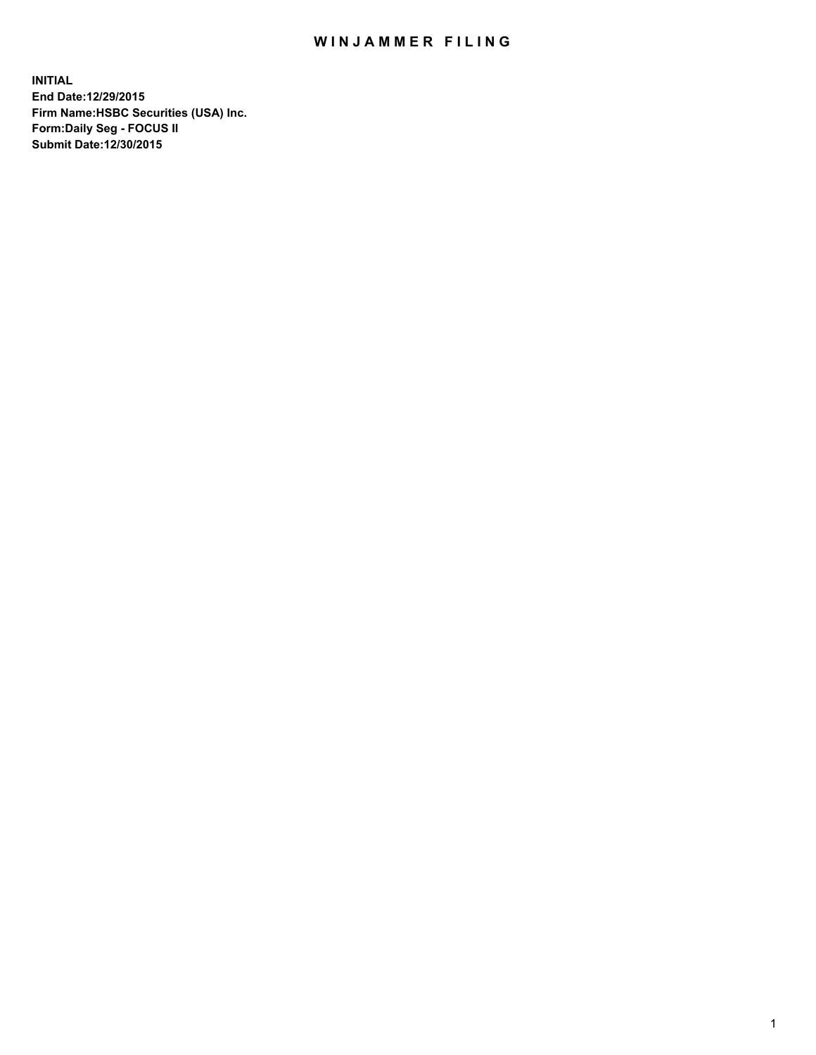# WINJAMMER FILING

**INITIAL**
**End Date:12/29/2015**
**Firm Name:HSBC Securities (USA) Inc.**
**Form:Daily Seg - FOCUS II**
**Submit Date:12/30/2015**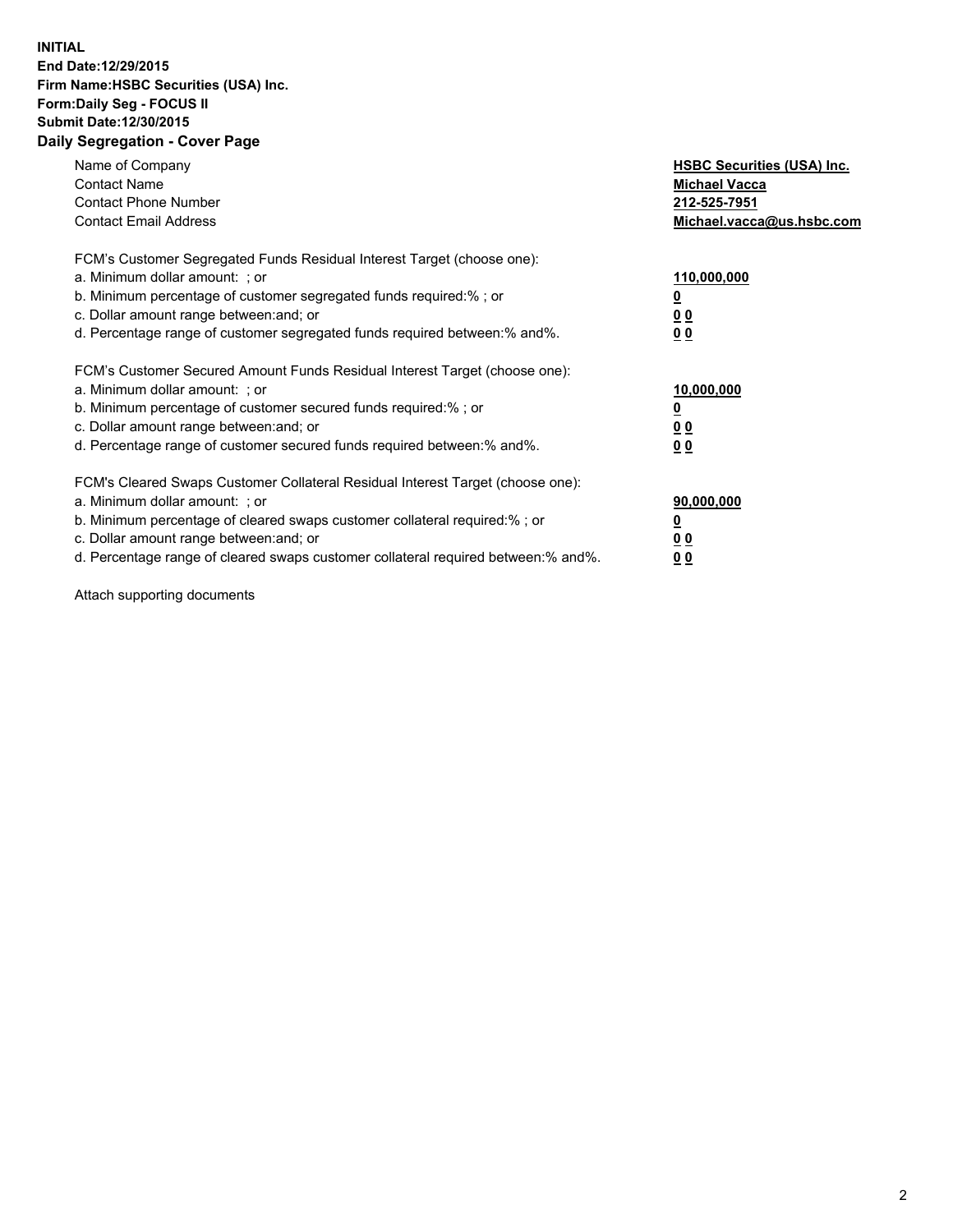**INITIAL**
**End Date:12/29/2015**
**Firm Name:HSBC Securities (USA) Inc.**
**Form:Daily Seg - FOCUS II**
**Submit Date:12/30/2015**

## Daily Segregation - Cover Page

| | |
|---|---|
| Name of Company | **HSBC Securities (USA) Inc.** |
| Contact Name | **Michael Vacca** |
| Contact Phone Number | **212-525-7951** |
| Contact Email Address | **Michael.vacca@us.hsbc.com** |

FCM's Customer Segregated Funds Residual Interest Target (choose one):

| | |
|---|---|
| a. Minimum dollar amount: ; or | **110,000,000** |
| b. Minimum percentage of customer segregated funds required:% ; or | **0** |
| c. Dollar amount range between:and; or | **0 0** |
| d. Percentage range of customer segregated funds required between:% and%. | **0 0** |

FCM's Customer Secured Amount Funds Residual Interest Target (choose one):

| | |
|---|---|
| a. Minimum dollar amount: ; or | **10,000,000** |
| b. Minimum percentage of customer secured funds required:% ; or | **0** |
| c. Dollar amount range between:and; or | **0 0** |
| d. Percentage range of customer secured funds required between:% and%. | **0 0** |

FCM's Cleared Swaps Customer Collateral Residual Interest Target (choose one):

| | |
|---|---|
| a. Minimum dollar amount: ; or | **90,000,000** |
| b. Minimum percentage of cleared swaps customer collateral required:% ; or | **0** |
| c. Dollar amount range between:and; or | **0 0** |
| d. Percentage range of cleared swaps customer collateral required between:% and%. | **0 0** |

Attach supporting documents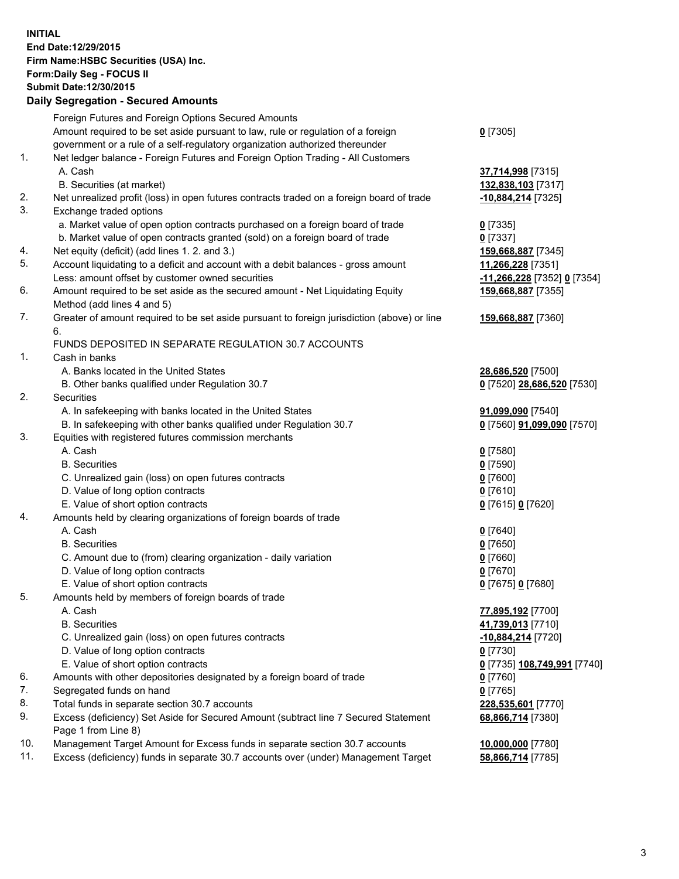**INITIAL**
**End Date:12/29/2015**
**Firm Name:HSBC Securities (USA) Inc.**
**Form:Daily Seg - FOCUS II**
**Submit Date:12/30/2015**

## Daily Segregation - Secured Amounts

| | | |
|---|---|---|
| | Foreign Futures and Foreign Options Secured Amounts | |
| | Amount required to be set aside pursuant to law, rule or regulation of a foreign government or a rule of a self-regulatory organization authorized thereunder | **0** [7305] |
| 1. | Net ledger balance - Foreign Futures and Foreign Option Trading - All Customers | |
| | A. Cash | **37,714,998** [7315] |
| | B. Securities (at market) | **132,838,103** [7317] |
| 2. | Net unrealized profit (loss) in open futures contracts traded on a foreign board of trade | **-10,884,214** [7325] |
| 3. | Exchange traded options | |
| | a. Market value of open option contracts purchased on a foreign board of trade | **0** [7335] |
| | b. Market value of open contracts granted (sold) on a foreign board of trade | **0** [7337] |
| 4. | Net equity (deficit) (add lines 1. 2. and 3.) | **159,668,887** [7345] |
| 5. | Account liquidating to a deficit and account with a debit balances - gross amount | **11,266,228** [7351] |
| | Less: amount offset by customer owned securities | **-11,266,228** [7352] **0** [7354] |
| 6. | Amount required to be set aside as the secured amount - Net Liquidating Equity Method (add lines 4 and 5) | **159,668,887** [7355] |
| 7. | Greater of amount required to be set aside pursuant to foreign jurisdiction (above) or line 6. | **159,668,887** [7360] |
| | FUNDS DEPOSITED IN SEPARATE REGULATION 30.7 ACCOUNTS | |
| 1. | Cash in banks | |
| | A. Banks located in the United States | **28,686,520** [7500] |
| | B. Other banks qualified under Regulation 30.7 | **0** [7520] **28,686,520** [7530] |
| 2. | Securities | |
| | A. In safekeeping with banks located in the United States | **91,099,090** [7540] |
| | B. In safekeeping with other banks qualified under Regulation 30.7 | **0** [7560] **91,099,090** [7570] |
| 3. | Equities with registered futures commission merchants | |
| | A. Cash | **0** [7580] |
| | B. Securities | **0** [7590] |
| | C. Unrealized gain (loss) on open futures contracts | **0** [7600] |
| | D. Value of long option contracts | **0** [7610] |
| | E. Value of short option contracts | **0** [7615] **0** [7620] |
| 4. | Amounts held by clearing organizations of foreign boards of trade | |
| | A. Cash | **0** [7640] |
| | B. Securities | **0** [7650] |
| | C. Amount due to (from) clearing organization - daily variation | **0** [7660] |
| | D. Value of long option contracts | **0** [7670] |
| | E. Value of short option contracts | **0** [7675] **0** [7680] |
| 5. | Amounts held by members of foreign boards of trade | |
| | A. Cash | **77,895,192** [7700] |
| | B. Securities | **41,739,013** [7710] |
| | C. Unrealized gain (loss) on open futures contracts | **-10,884,214** [7720] |
| | D. Value of long option contracts | **0** [7730] |
| | E. Value of short option contracts | **0** [7735] **108,749,991** [7740] |
| 6. | Amounts with other depositories designated by a foreign board of trade | **0** [7760] |
| 7. | Segregated funds on hand | **0** [7765] |
| 8. | Total funds in separate section 30.7 accounts | **228,535,601** [7770] |
| 9. | Excess (deficiency) Set Aside for Secured Amount (subtract line 7 Secured Statement Page 1 from Line 8) | **68,866,714** [7380] |
| 10. | Management Target Amount for Excess funds in separate section 30.7 accounts | **10,000,000** [7780] |
| 11. | Excess (deficiency) funds in separate 30.7 accounts over (under) Management Target | **58,866,714** [7785] |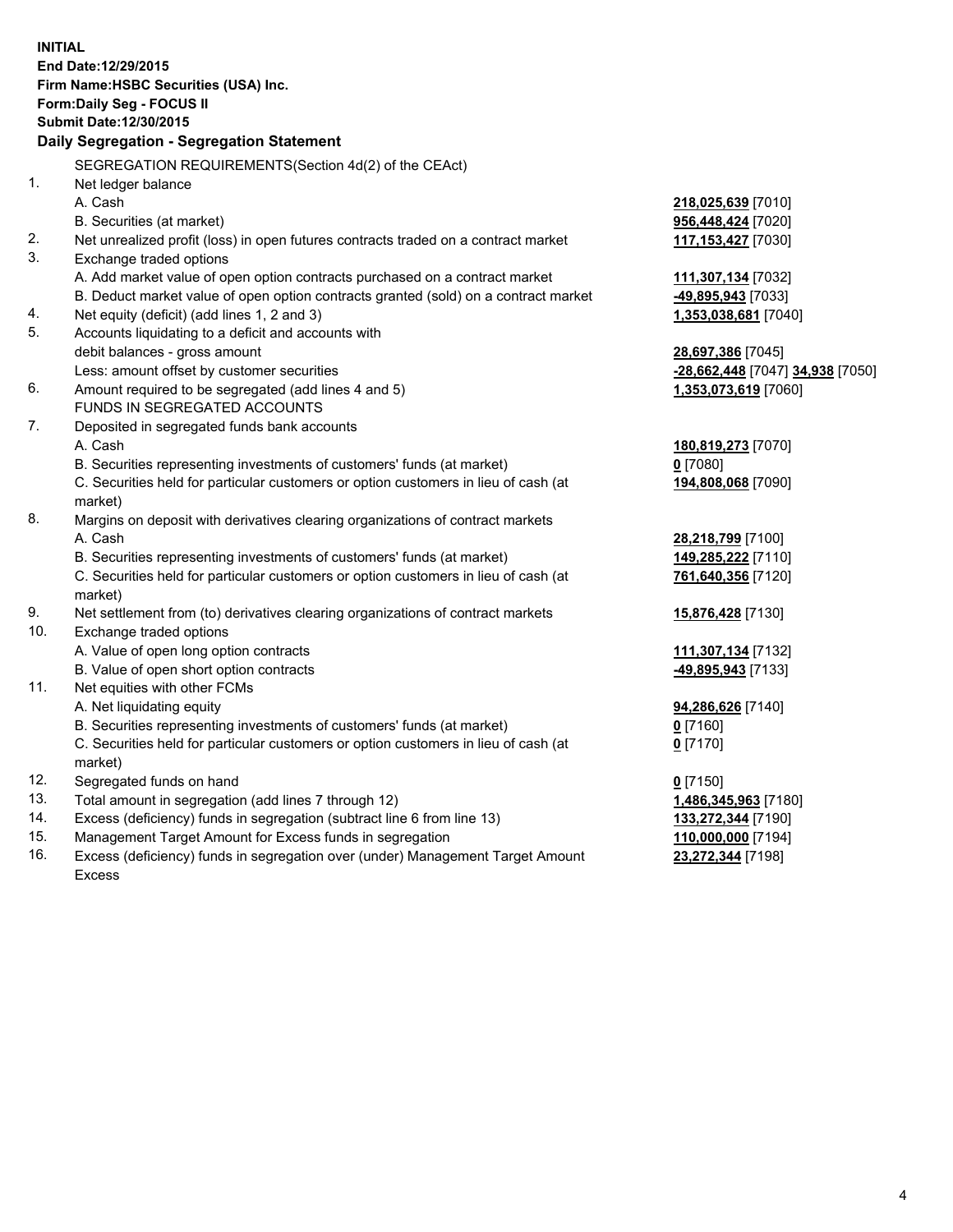**INITIAL**
**End Date:12/29/2015**
**Firm Name:HSBC Securities (USA) Inc.**
**Form:Daily Seg - FOCUS II**
**Submit Date:12/30/2015**

**Daily Segregation - Segregation Statement**

| | | |
|---|---|---|
| | SEGREGATION REQUIREMENTS(Section 4d(2) of the CEAct) | |
| 1. | Net ledger balance | |
| | A. Cash | **218,025,639** [7010] |
| | B. Securities (at market) | **956,448,424** [7020] |
| 2. | Net unrealized profit (loss) in open futures contracts traded on a contract market | **117,153,427** [7030] |
| 3. | Exchange traded options | |
| | A. Add market value of open option contracts purchased on a contract market | **111,307,134** [7032] |
| | B. Deduct market value of open option contracts granted (sold) on a contract market | **-49,895,943** [7033] |
| 4. | Net equity (deficit) (add lines 1, 2 and 3) | **1,353,038,681** [7040] |
| 5. | Accounts liquidating to a deficit and accounts with | |
| | debit balances - gross amount | **28,697,386** [7045] |
| | Less: amount offset by customer securities | **-28,662,448** [7047] **34,938** [7050] |
| 6. | Amount required to be segregated (add lines 4 and 5) | **1,353,073,619** [7060] |
| | FUNDS IN SEGREGATED ACCOUNTS | |
| 7. | Deposited in segregated funds bank accounts | |
| | A. Cash | **180,819,273** [7070] |
| | B. Securities representing investments of customers' funds (at market) | **0** [7080] |
| | C. Securities held for particular customers or option customers in lieu of cash (at market) | **194,808,068** [7090] |
| 8. | Margins on deposit with derivatives clearing organizations of contract markets | |
| | A. Cash | **28,218,799** [7100] |
| | B. Securities representing investments of customers' funds (at market) | **149,285,222** [7110] |
| | C. Securities held for particular customers or option customers in lieu of cash (at market) | **761,640,356** [7120] |
| 9. | Net settlement from (to) derivatives clearing organizations of contract markets | **15,876,428** [7130] |
| 10. | Exchange traded options | |
| | A. Value of open long option contracts | **111,307,134** [7132] |
| | B. Value of open short option contracts | **-49,895,943** [7133] |
| 11. | Net equities with other FCMs | |
| | A. Net liquidating equity | **94,286,626** [7140] |
| | B. Securities representing investments of customers' funds (at market) | **0** [7160] |
| | C. Securities held for particular customers or option customers in lieu of cash (at market) | **0** [7170] |
| 12. | Segregated funds on hand | **0** [7150] |
| 13. | Total amount in segregation (add lines 7 through 12) | **1,486,345,963** [7180] |
| 14. | Excess (deficiency) funds in segregation (subtract line 6 from line 13) | **133,272,344** [7190] |
| 15. | Management Target Amount for Excess funds in segregation | **110,000,000** [7194] |
| 16. | Excess (deficiency) funds in segregation over (under) Management Target Amount Excess | **23,272,344** [7198] |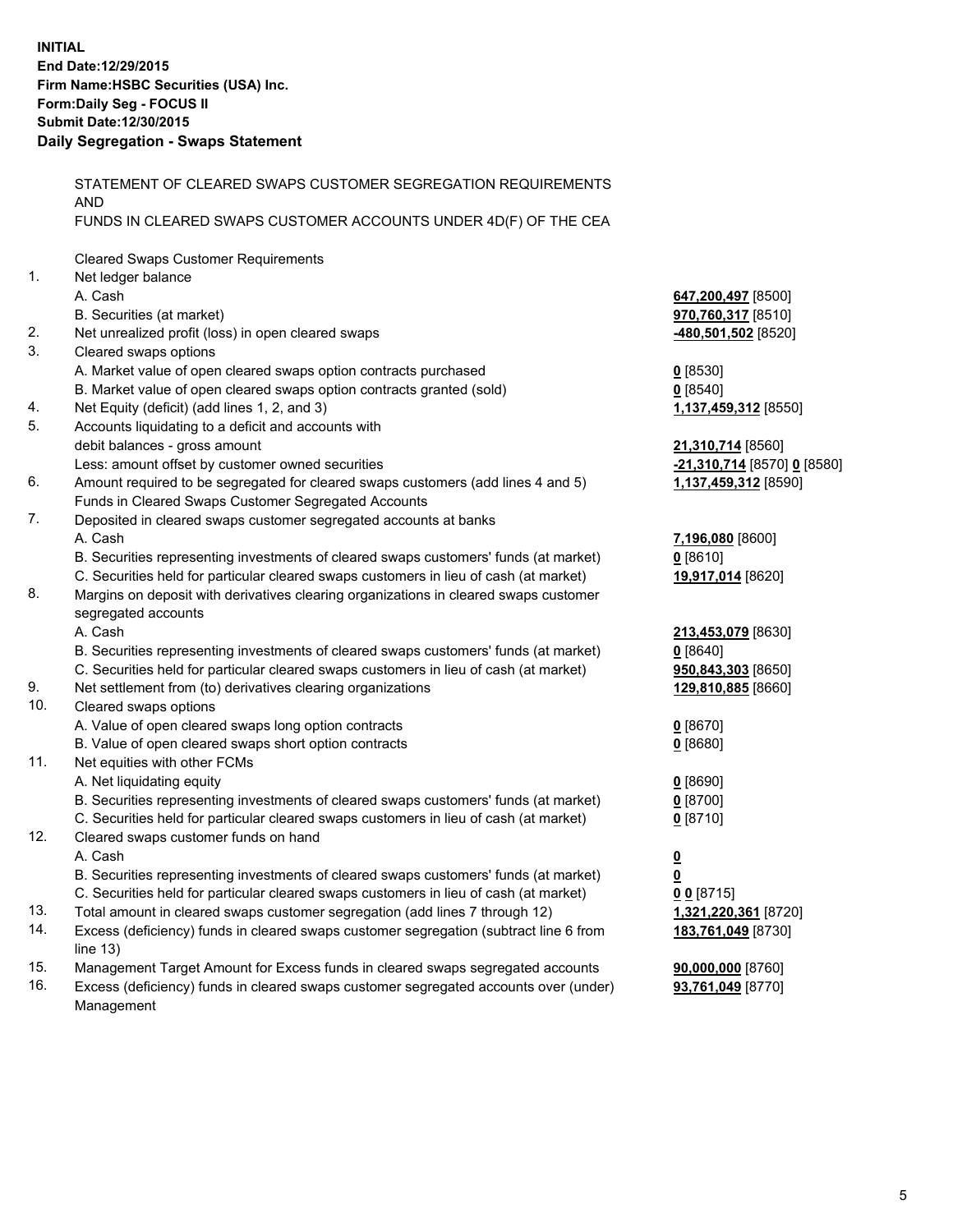**INITIAL**
**End Date:12/29/2015**
**Firm Name:HSBC Securities (USA) Inc.**
**Form:Daily Seg - FOCUS II**
**Submit Date:12/30/2015**
**Daily Segregation - Swaps Statement**

STATEMENT OF CLEARED SWAPS CUSTOMER SEGREGATION REQUIREMENTS AND FUNDS IN CLEARED SWAPS CUSTOMER ACCOUNTS UNDER 4D(F) OF THE CEA

| | | |
|---|---|---|
| | Cleared Swaps Customer Requirements | |
| 1. | Net ledger balance | |
| | A. Cash | **647,200,497** [8500] |
| | B. Securities (at market) | **970,760,317** [8510] |
| 2. | Net unrealized profit (loss) in open cleared swaps | **-480,501,502** [8520] |
| 3. | Cleared swaps options | |
| | A. Market value of open cleared swaps option contracts purchased | **0** [8530] |
| | B. Market value of open cleared swaps option contracts granted (sold) | **0** [8540] |
| 4. | Net Equity (deficit) (add lines 1, 2, and 3) | **1,137,459,312** [8550] |
| 5. | Accounts liquidating to a deficit and accounts with debit balances - gross amount | **21,310,714** [8560] |
| | Less: amount offset by customer owned securities | **-21,310,714** [8570] **0** [8580] |
| 6. | Amount required to be segregated for cleared swaps customers (add lines 4 and 5) | **1,137,459,312** [8590] |
| | Funds in Cleared Swaps Customer Segregated Accounts | |
| 7. | Deposited in cleared swaps customer segregated accounts at banks | |
| | A. Cash | **7,196,080** [8600] |
| | B. Securities representing investments of cleared swaps customers' funds (at market) | **0** [8610] |
| | C. Securities held for particular cleared swaps customers in lieu of cash (at market) | **19,917,014** [8620] |
| 8. | Margins on deposit with derivatives clearing organizations in cleared swaps customer segregated accounts | |
| | A. Cash | **213,453,079** [8630] |
| | B. Securities representing investments of cleared swaps customers' funds (at market) | **0** [8640] |
| | C. Securities held for particular cleared swaps customers in lieu of cash (at market) | **950,843,303** [8650] |
| 9. | Net settlement from (to) derivatives clearing organizations | **129,810,885** [8660] |
| 10. | Cleared swaps options | |
| | A. Value of open cleared swaps long option contracts | **0** [8670] |
| | B. Value of open cleared swaps short option contracts | **0** [8680] |
| 11. | Net equities with other FCMs | |
| | A. Net liquidating equity | **0** [8690] |
| | B. Securities representing investments of cleared swaps customers' funds (at market) | **0** [8700] |
| | C. Securities held for particular cleared swaps customers in lieu of cash (at market) | **0** [8710] |
| 12. | Cleared swaps customer funds on hand | |
| | A. Cash | **0** |
| | B. Securities representing investments of cleared swaps customers' funds (at market) | **0** |
| | C. Securities held for particular cleared swaps customers in lieu of cash (at market) | **0** **0** [8715] |
| 13. | Total amount in cleared swaps customer segregation (add lines 7 through 12) | **1,321,220,361** [8720] |
| 14. | Excess (deficiency) funds in cleared swaps customer segregation (subtract line 6 from line 13) | **183,761,049** [8730] |
| 15. | Management Target Amount for Excess funds in cleared swaps segregated accounts | **90,000,000** [8760] |
| 16. | Excess (deficiency) funds in cleared swaps customer segregated accounts over (under) Management | **93,761,049** [8770] |